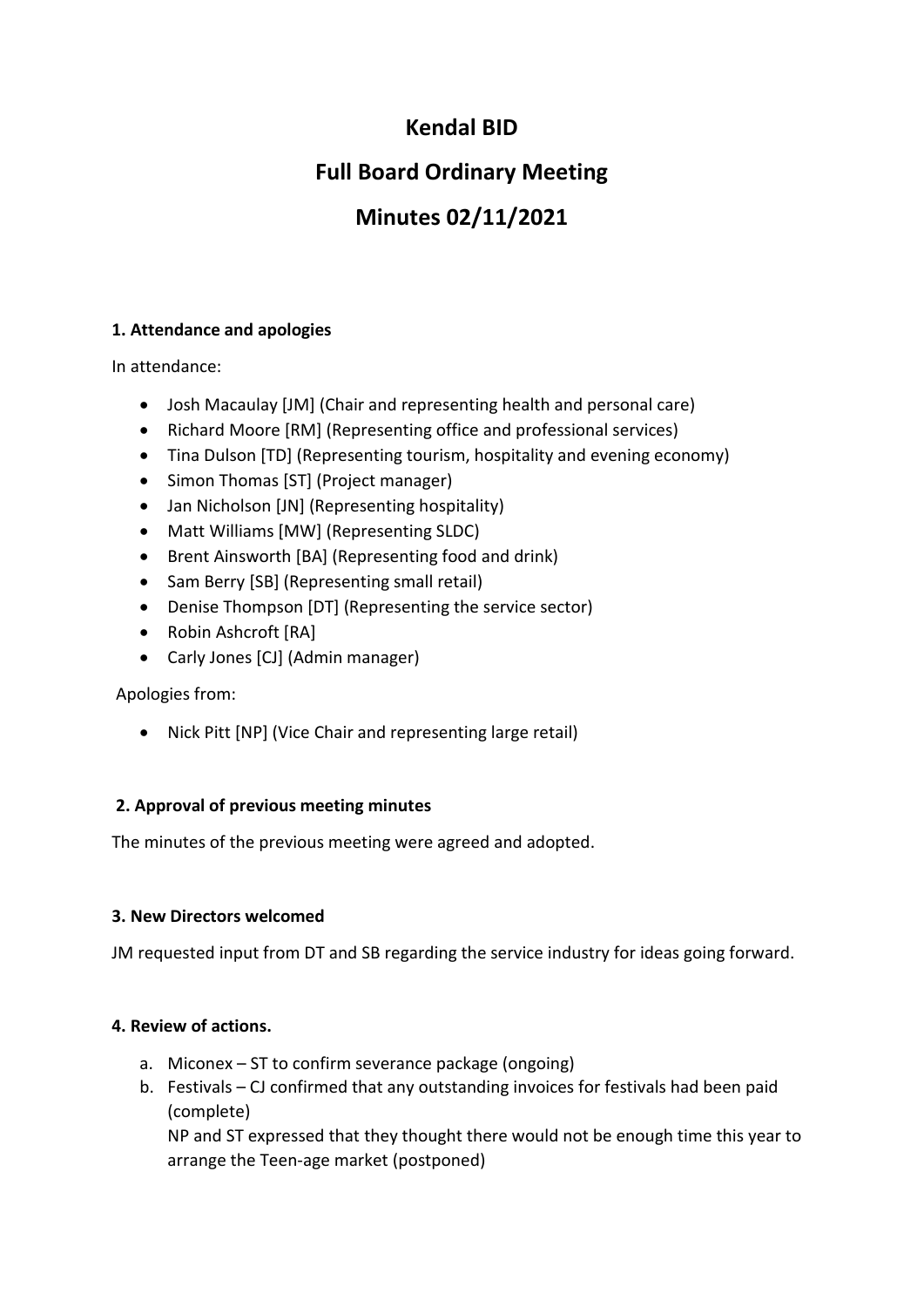# Kendal BID

# Full Board Ordinary Meeting

# Minutes 02/11/2021

**1. Attendance and apologies**

In attendance:

- Josh Macaulay [JM] (Chair and representing health and personal care)
- Richard Moore [RM] (Representing office and professional services)
- Tina Dulson [TD] (Representing tourism, hospitality and evening economy)
- Simon Thomas [ST] (Project manager)
- Jan Nicholson [JN] (Representing hospitality)
- Matt Williams [MW] (Representing SLDC)
- Brent Ainsworth [BA] (Representing food and drink)
- Sam Berry [SB] (Representing small retail)
- Denise Thompson [DT] (Representing the service sector)
- Robin Ashcroft [RA]
- Carly Jones [CJ] (Admin manager)

Apologies from:

- Nick Pitt [NP] (Vice Chair and representing large retail)

**2. Approval of previous meeting minutes**

The minutes of the previous meeting were agreed and adopted.

**3. New Directors welcomed**

JM requested input from DT and SB regarding the service industry for ideas going forward.

**4. Review of actions.**

a. Miconex – ST to confirm severance package (ongoing)
b. Festivals – CJ confirmed that any outstanding invoices for festivals had been paid (complete)
   NP and ST expressed that they thought there would not be enough time this year to arrange the Teen-age market (postponed)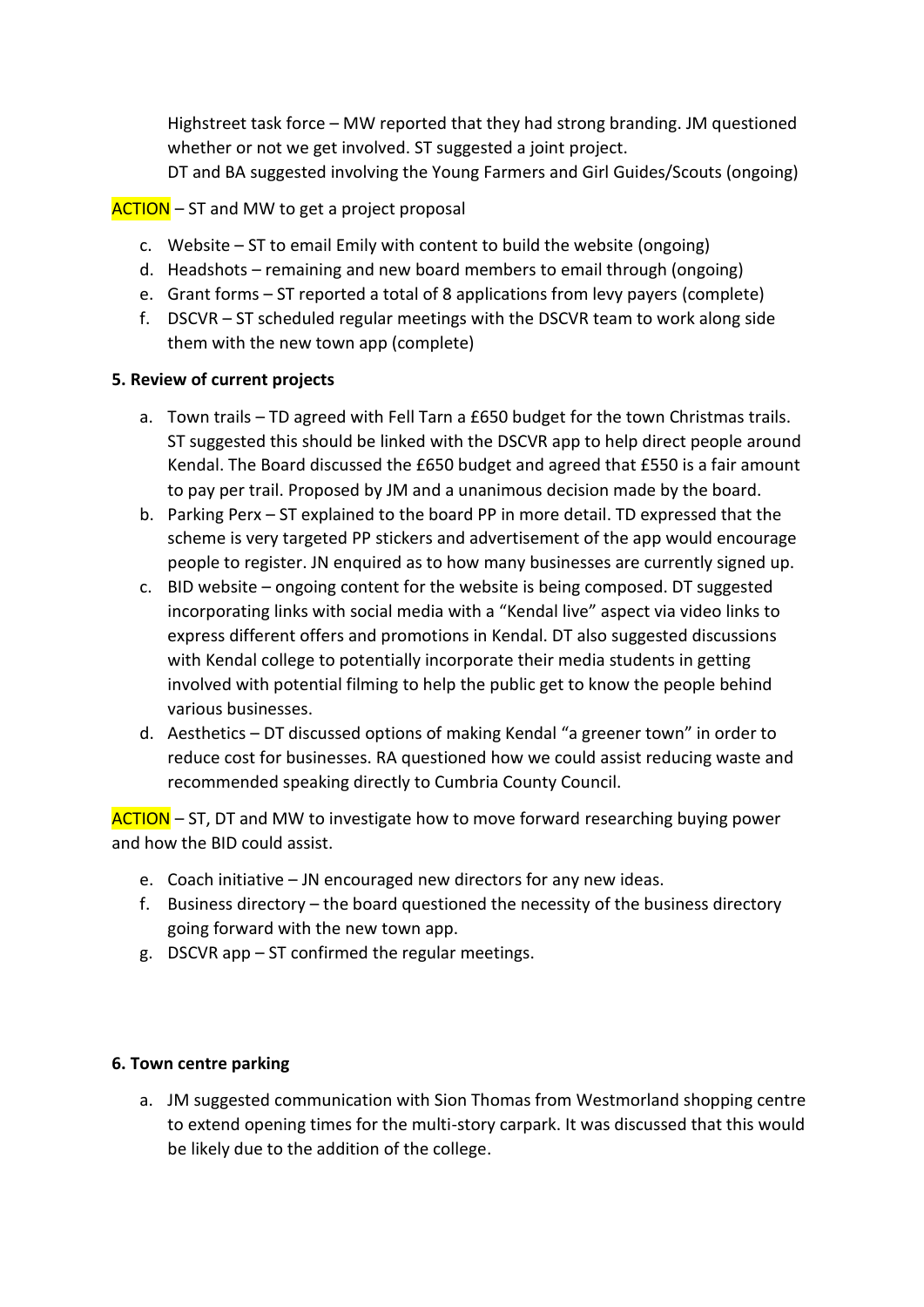Highstreet task force – MW reported that they had strong branding. JM questioned whether or not we get involved. ST suggested a joint project.
DT and BA suggested involving the Young Farmers and Girl Guides/Scouts (ongoing)

ACTION – ST and MW to get a project proposal

c. Website – ST to email Emily with content to build the website (ongoing)
d. Headshots – remaining and new board members to email through (ongoing)
e. Grant forms – ST reported a total of 8 applications from levy payers (complete)
f. DSCVR – ST scheduled regular meetings with the DSCVR team to work along side them with the new town app (complete)

**5. Review of current projects**

a. Town trails – TD agreed with Fell Tarn a £650 budget for the town Christmas trails. ST suggested this should be linked with the DSCVR app to help direct people around Kendal. The Board discussed the £650 budget and agreed that £550 is a fair amount to pay per trail. Proposed by JM and a unanimous decision made by the board.
b. Parking Perx – ST explained to the board PP in more detail. TD expressed that the scheme is very targeted PP stickers and advertisement of the app would encourage people to register. JN enquired as to how many businesses are currently signed up.
c. BID website – ongoing content for the website is being composed. DT suggested incorporating links with social media with a "Kendal live" aspect via video links to express different offers and promotions in Kendal. DT also suggested discussions with Kendal college to potentially incorporate their media students in getting involved with potential filming to help the public get to know the people behind various businesses.
d. Aesthetics – DT discussed options of making Kendal "a greener town" in order to reduce cost for businesses. RA questioned how we could assist reducing waste and recommended speaking directly to Cumbria County Council.

ACTION – ST, DT and MW to investigate how to move forward researching buying power and how the BID could assist.

e. Coach initiative – JN encouraged new directors for any new ideas.
f. Business directory – the board questioned the necessity of the business directory going forward with the new town app.
g. DSCVR app – ST confirmed the regular meetings.

**6. Town centre parking**

a. JM suggested communication with Sion Thomas from Westmorland shopping centre to extend opening times for the multi-story carpark. It was discussed that this would be likely due to the addition of the college.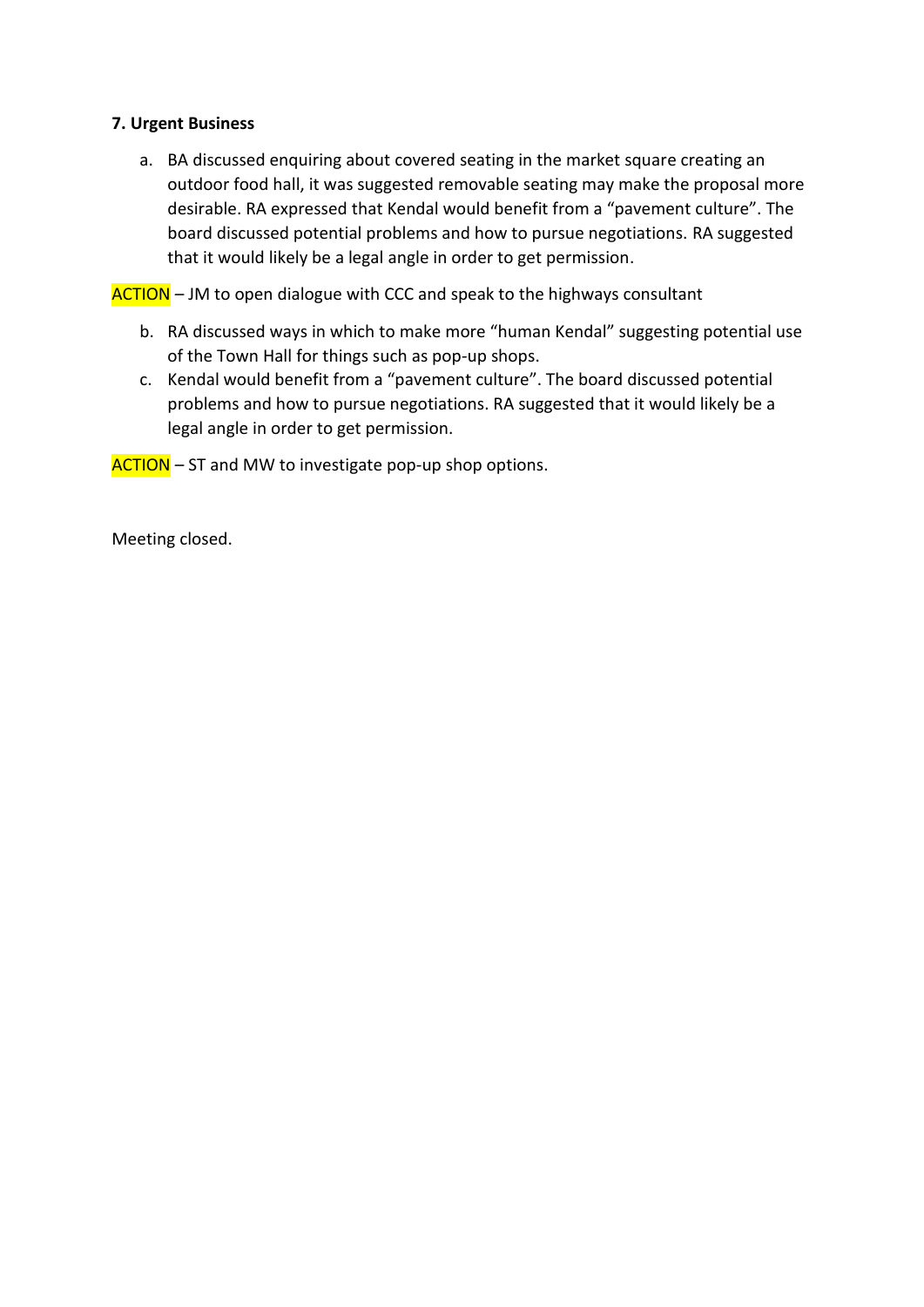**7. Urgent Business**

a. BA discussed enquiring about covered seating in the market square creating an outdoor food hall, it was suggested removable seating may make the proposal more desirable. RA expressed that Kendal would benefit from a "pavement culture". The board discussed potential problems and how to pursue negotiations. RA suggested that it would likely be a legal angle in order to get permission.

ACTION – JM to open dialogue with CCC and speak to the highways consultant

b. RA discussed ways in which to make more "human Kendal" suggesting potential use of the Town Hall for things such as pop-up shops.
c. Kendal would benefit from a "pavement culture". The board discussed potential problems and how to pursue negotiations. RA suggested that it would likely be a legal angle in order to get permission.

ACTION – ST and MW to investigate pop-up shop options.

Meeting closed.